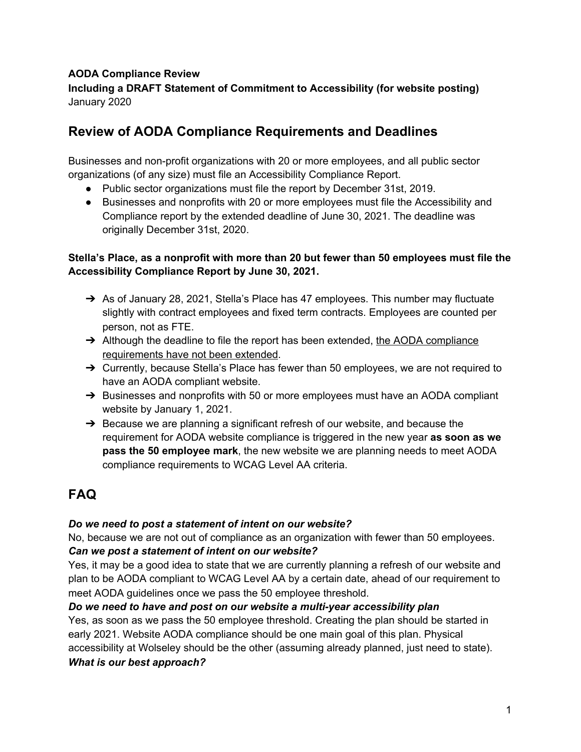**AODA Compliance Review**
**Including a DRAFT Statement of Commitment to Accessibility (for website posting)**
January 2020

## Review of AODA Compliance Requirements and Deadlines

Businesses and non-profit organizations with 20 or more employees, and all public sector organizations (of any size) must file an Accessibility Compliance Report.

- Public sector organizations must file the report by December 31st, 2019.
- Businesses and nonprofits with 20 or more employees must file the Accessibility and Compliance report by the extended deadline of June 30, 2021. The deadline was originally December 31st, 2020.

**Stella's Place, as a nonprofit with more than 20 but fewer than 50 employees must file the Accessibility Compliance Report by June 30, 2021.**

- ➔ As of January 28, 2021, Stella's Place has 47 employees. This number may fluctuate slightly with contract employees and fixed term contracts. Employees are counted per person, not as FTE.
- ➔ Although the deadline to file the report has been extended, <u>the AODA compliance requirements have not been extended</u>.
- ➔ Currently, because Stella's Place has fewer than 50 employees, we are not required to have an AODA compliant website.
- ➔ Businesses and nonprofits with 50 or more employees must have an AODA compliant website by January 1, 2021.
- ➔ Because we are planning a significant refresh of our website, and because the requirement for AODA website compliance is triggered in the new year **as soon as we pass the 50 employee mark**, the new website we are planning needs to meet AODA compliance requirements to WCAG Level AA criteria.

## FAQ

***Do we need to post a statement of intent on our website?***
No, because we are not out of compliance as an organization with fewer than 50 employees.
***Can we post a statement of intent on our website?***
Yes, it may be a good idea to state that we are currently planning a refresh of our website and plan to be AODA compliant to WCAG Level AA by a certain date, ahead of our requirement to meet AODA guidelines once we pass the 50 employee threshold.
***Do we need to have and post on our website a multi-year accessibility plan***
Yes, as soon as we pass the 50 employee threshold. Creating the plan should be started in early 2021. Website AODA compliance should be one main goal of this plan. Physical accessibility at Wolseley should be the other (assuming already planned, just need to state).
***What is our best approach?***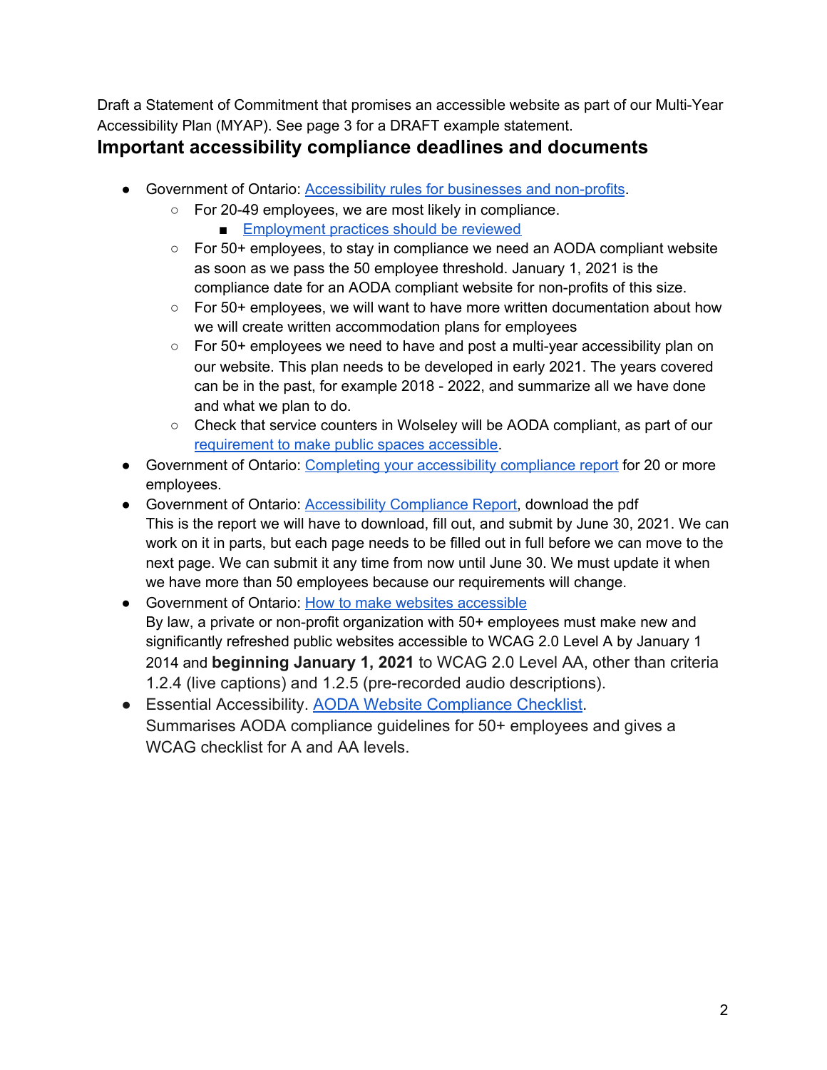Draft a Statement of Commitment that promises an accessible website as part of our Multi-Year Accessibility Plan (MYAP). See page 3 for a DRAFT example statement.

## Important accessibility compliance deadlines and documents

- Government of Ontario: Accessibility rules for businesses and non-profits.
  - For 20-49 employees, we are most likely in compliance.
    - Employment practices should be reviewed
  - For 50+ employees, to stay in compliance we need an AODA compliant website as soon as we pass the 50 employee threshold. January 1, 2021 is the compliance date for an AODA compliant website for non-profits of this size.
  - For 50+ employees, we will want to have more written documentation about how we will create written accommodation plans for employees
  - For 50+ employees we need to have and post a multi-year accessibility plan on our website. This plan needs to be developed in early 2021. The years covered can be in the past, for example 2018 - 2022, and summarize all we have done and what we plan to do.
  - Check that service counters in Wolseley will be AODA compliant, as part of our requirement to make public spaces accessible.
- Government of Ontario: Completing your accessibility compliance report for 20 or more employees.
- Government of Ontario: Accessibility Compliance Report, download the pdf
  This is the report we will have to download, fill out, and submit by June 30, 2021. We can work on it in parts, but each page needs to be filled out in full before we can move to the next page. We can submit it any time from now until June 30. We must update it when we have more than 50 employees because our requirements will change.
- Government of Ontario: How to make websites accessible
  By law, a private or non-profit organization with 50+ employees must make new and significantly refreshed public websites accessible to WCAG 2.0 Level A by January 1 2014 and **beginning January 1, 2021** to WCAG 2.0 Level AA, other than criteria 1.2.4 (live captions) and 1.2.5 (pre-recorded audio descriptions).
- Essential Accessibility. AODA Website Compliance Checklist.
  Summarises AODA compliance guidelines for 50+ employees and gives a WCAG checklist for A and AA levels.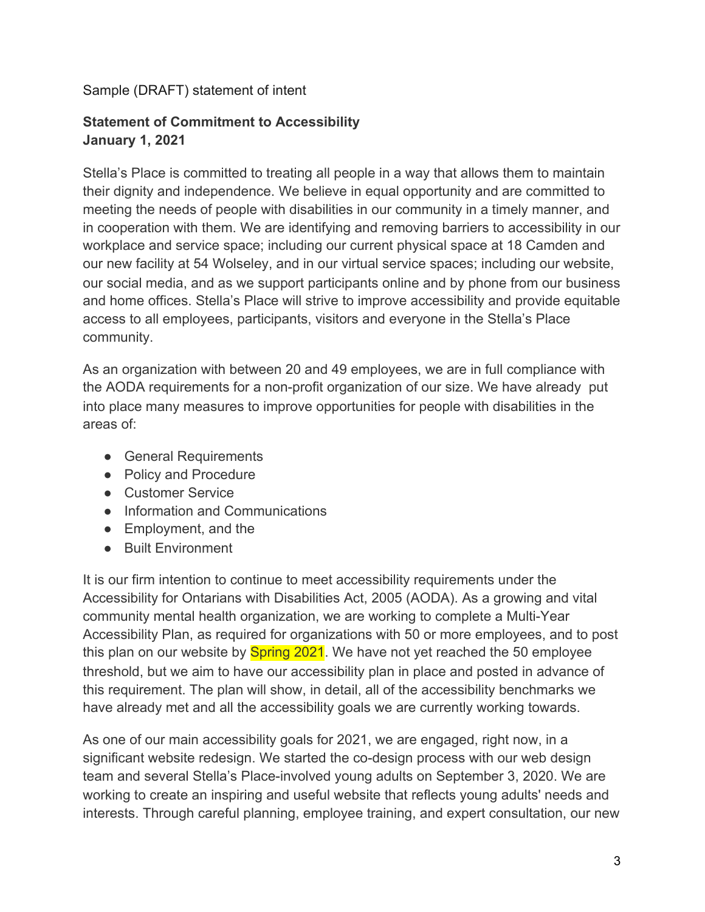Sample (DRAFT) statement of intent

**Statement of Commitment to Accessibility**
**January 1, 2021**

Stella's Place is committed to treating all people in a way that allows them to maintain their dignity and independence. We believe in equal opportunity and are committed to meeting the needs of people with disabilities in our community in a timely manner, and in cooperation with them. We are identifying and removing barriers to accessibility in our workplace and service space; including our current physical space at 18 Camden and our new facility at 54 Wolseley, and in our virtual service spaces; including our website, our social media, and as we support participants online and by phone from our business and home offices. Stella's Place will strive to improve accessibility and provide equitable access to all employees, participants, visitors and everyone in the Stella's Place community.

As an organization with between 20 and 49 employees, we are in full compliance with the AODA requirements for a non-profit organization of our size. We have already put into place many measures to improve opportunities for people with disabilities in the areas of:

- General Requirements
- Policy and Procedure
- Customer Service
- Information and Communications
- Employment, and the
- Built Environment

It is our firm intention to continue to meet accessibility requirements under the Accessibility for Ontarians with Disabilities Act, 2005 (AODA). As a growing and vital community mental health organization, we are working to complete a Multi-Year Accessibility Plan, as required for organizations with 50 or more employees, and to post this plan on our website by Spring 2021. We have not yet reached the 50 employee threshold, but we aim to have our accessibility plan in place and posted in advance of this requirement. The plan will show, in detail, all of the accessibility benchmarks we have already met and all the accessibility goals we are currently working towards.

As one of our main accessibility goals for 2021, we are engaged, right now, in a significant website redesign. We started the co-design process with our web design team and several Stella's Place-involved young adults on September 3, 2020. We are working to create an inspiring and useful website that reflects young adults' needs and interests. Through careful planning, employee training, and expert consultation, our new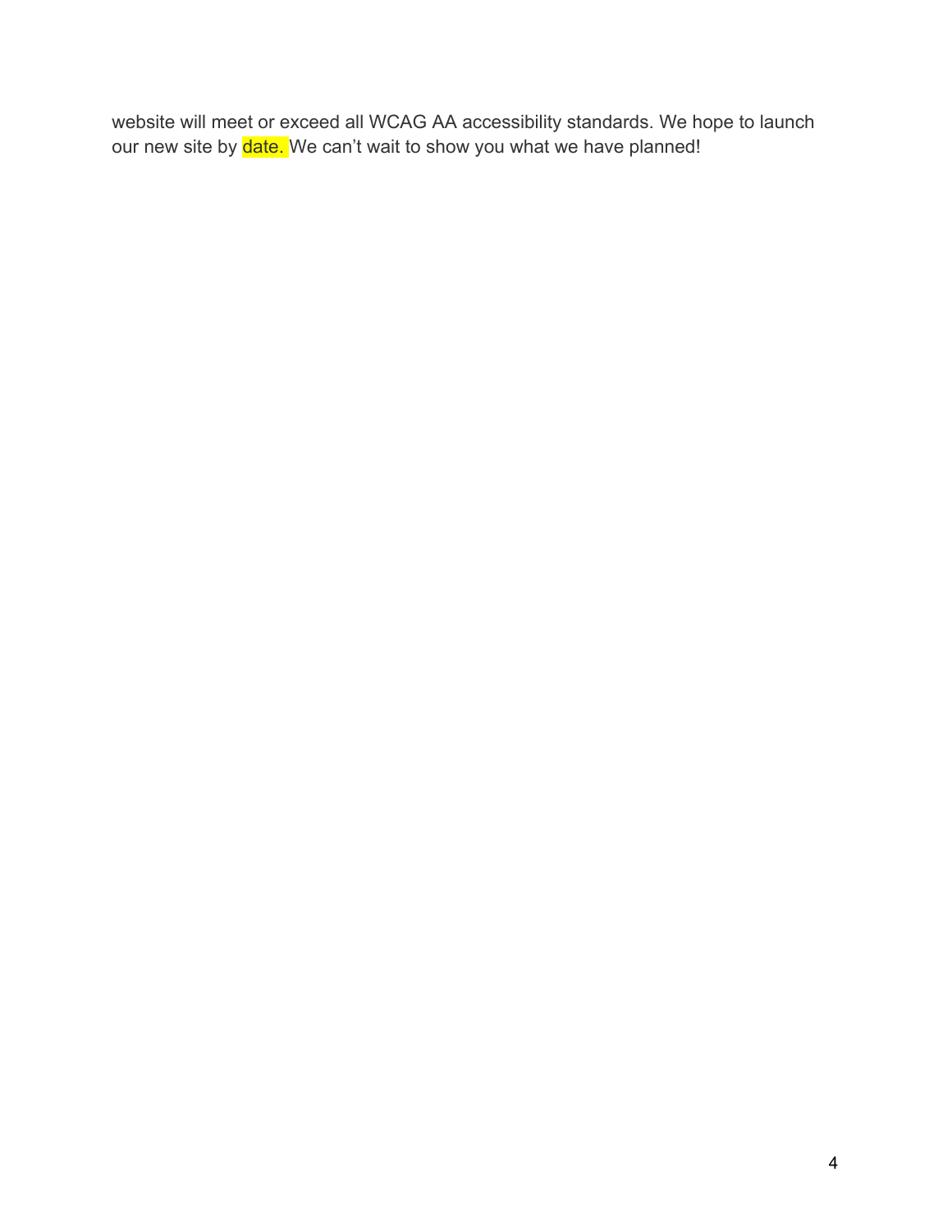website will meet or exceed all WCAG AA accessibility standards. We hope to launch our new site by date. We can't wait to show you what we have planned!